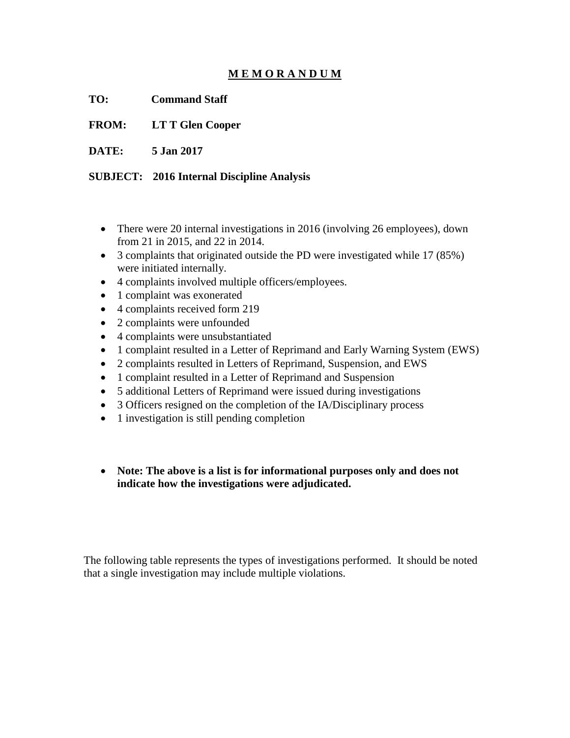# M E M O R A N D U M

**TO:** Command Staff

**FROM:** LT T Glen Cooper

**DATE:** 5 Jan 2017

**SUBJECT:** 2016 Internal Discipline Analysis

- There were 20 internal investigations in 2016 (involving 26 employees), down from 21 in 2015, and 22 in 2014.
- 3 complaints that originated outside the PD were investigated while 17 (85%) were initiated internally.
- 4 complaints involved multiple officers/employees.
- 1 complaint was exonerated
- 4 complaints received form 219
- 2 complaints were unfounded
- 4 complaints were unsubstantiated
- 1 complaint resulted in a Letter of Reprimand and Early Warning System (EWS)
- 2 complaints resulted in Letters of Reprimand, Suspension, and EWS
- 1 complaint resulted in a Letter of Reprimand and Suspension
- 5 additional Letters of Reprimand were issued during investigations
- 3 Officers resigned on the completion of the IA/Disciplinary process
- 1 investigation is still pending completion

- **Note: The above is a list is for informational purposes only and does not indicate how the investigations were adjudicated.**

The following table represents the types of investigations performed. It should be noted that a single investigation may include multiple violations.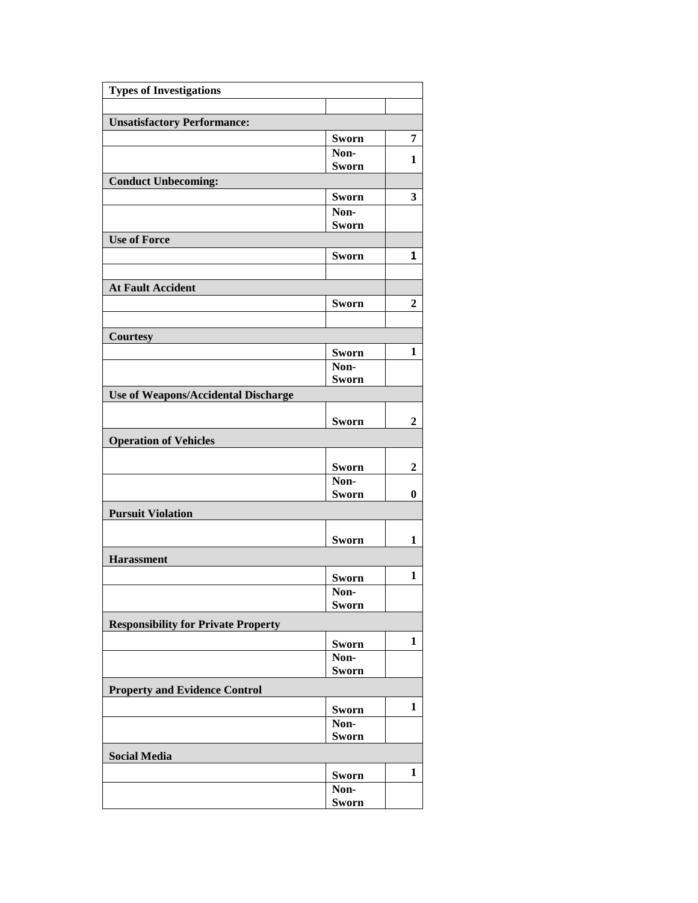| Types of Investigations | | |
|---|---|---|
| | | |
| **Unsatisfactory Performance:** | | |
| | **Sworn** | **7** |
| | **Non-Sworn** | **1** |
| **Conduct Unbecoming:** | | |
| | **Sworn** | **3** |
| | **Non-Sworn** | |
| **Use of Force** | | |
| | **Sworn** | **1** |
| | | |
| **At Fault Accident** | | |
| | **Sworn** | **2** |
| | | |
| **Courtesy** | | |
| | **Sworn** | **1** |
| | **Non-Sworn** | |
| **Use of Weapons/Accidental Discharge** | | |
| | **Sworn** | **2** |
| **Operation of Vehicles** | | |
| | **Sworn** | **2** |
| | **Non-Sworn** | **0** |
| **Pursuit Violation** | | |
| | **Sworn** | **1** |
| **Harassment** | | |
| | **Sworn** | **1** |
| | **Non-Sworn** | |
| **Responsibility for Private Property** | | |
| | **Sworn** | **1** |
| | **Non-Sworn** | |
| **Property and Evidence Control** | | |
| | **Sworn** | **1** |
| | **Non-Sworn** | |
| **Social Media** | | |
| | **Sworn** | **1** |
| | **Non-Sworn** | |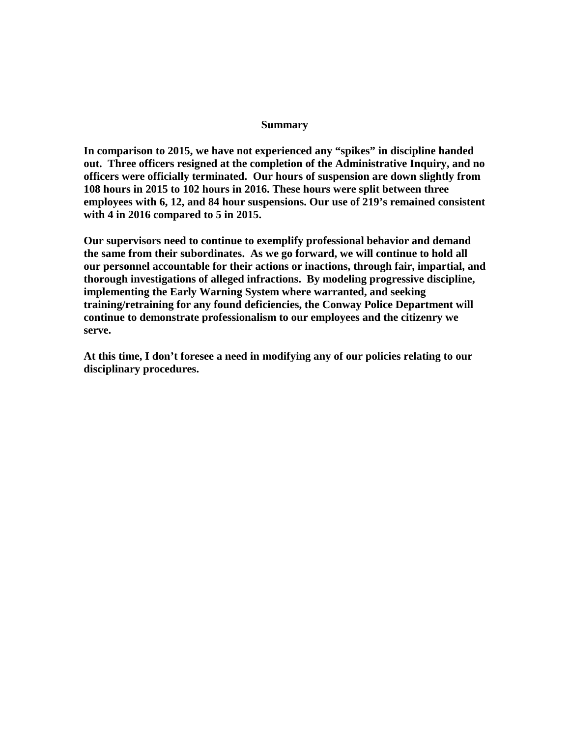## Summary

**In comparison to 2015, we have not experienced any "spikes" in discipline handed out. Three officers resigned at the completion of the Administrative Inquiry, and no officers were officially terminated. Our hours of suspension are down slightly from 108 hours in 2015 to 102 hours in 2016. These hours were split between three employees with 6, 12, and 84 hour suspensions. Our use of 219's remained consistent with 4 in 2016 compared to 5 in 2015.**

**Our supervisors need to continue to exemplify professional behavior and demand the same from their subordinates. As we go forward, we will continue to hold all our personnel accountable for their actions or inactions, through fair, impartial, and thorough investigations of alleged infractions. By modeling progressive discipline, implementing the Early Warning System where warranted, and seeking training/retraining for any found deficiencies, the Conway Police Department will continue to demonstrate professionalism to our employees and the citizenry we serve.**

**At this time, I don't foresee a need in modifying any of our policies relating to our disciplinary procedures.**